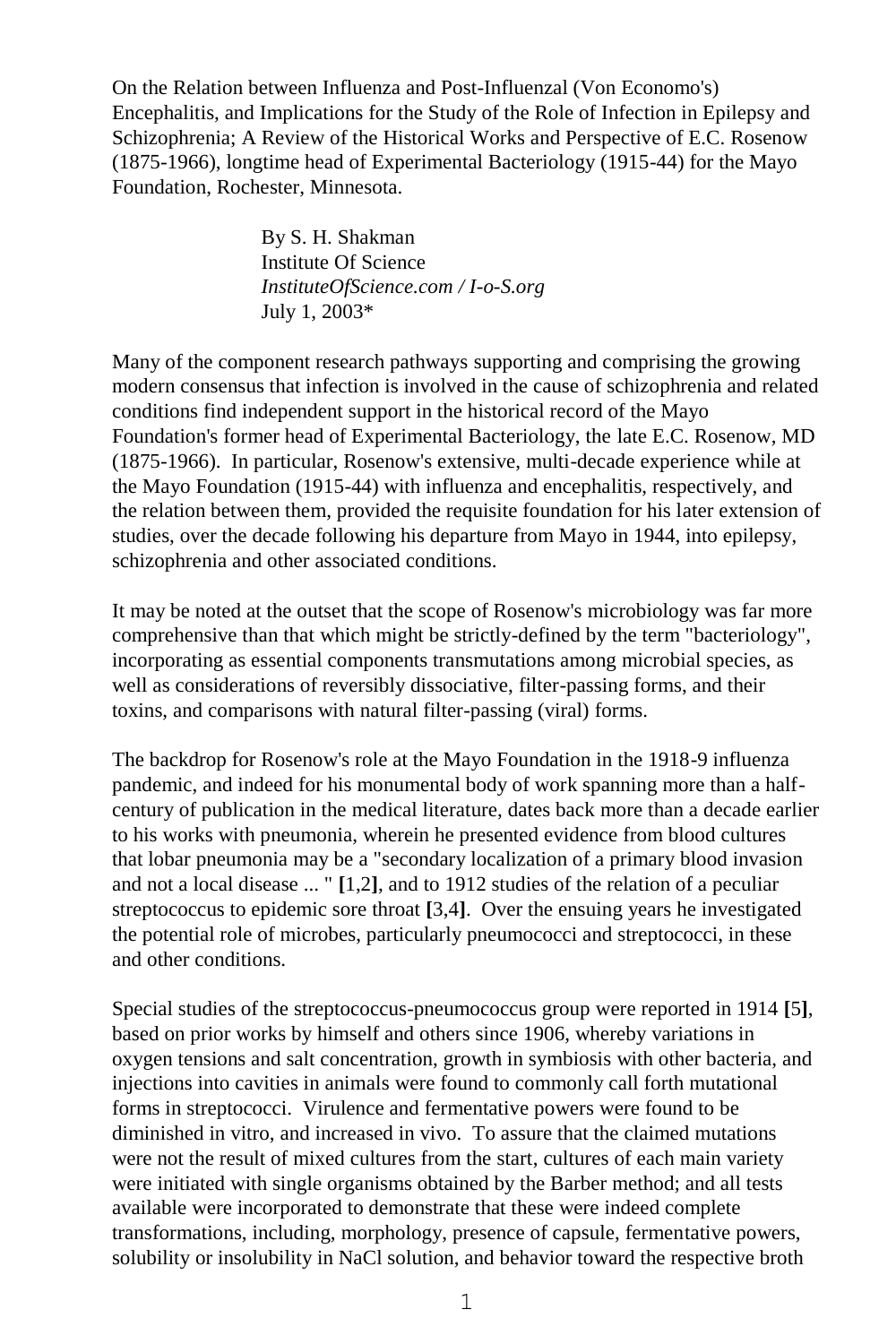# On the Relation between Influenza and Post-Influenzal (Von Economo's) Encephalitis, and Implications for the Study of the Role of Infection in Epilepsy and Schizophrenia; A Review of the Historical Works and Perspective of E.C. Rosenow (1875-1966), longtime head of Experimental Bacteriology (1915-44) for the Mayo Foundation, Rochester, Minnesota.

By S. H. Shakman
Institute Of Science
*InstituteOfScience.com / I-o-S.org*
July 1, 2003*

Many of the component research pathways supporting and comprising the growing modern consensus that infection is involved in the cause of schizophrenia and related conditions find independent support in the historical record of the Mayo Foundation's former head of Experimental Bacteriology, the late E.C. Rosenow, MD (1875-1966). In particular, Rosenow's extensive, multi-decade experience while at the Mayo Foundation (1915-44) with influenza and encephalitis, respectively, and the relation between them, provided the requisite foundation for his later extension of studies, over the decade following his departure from Mayo in 1944, into epilepsy, schizophrenia and other associated conditions.

It may be noted at the outset that the scope of Rosenow's microbiology was far more comprehensive than that which might be strictly-defined by the term "bacteriology", incorporating as essential components transmutations among microbial species, as well as considerations of reversibly dissociative, filter-passing forms, and their toxins, and comparisons with natural filter-passing (viral) forms.

The backdrop for Rosenow's role at the Mayo Foundation in the 1918-9 influenza pandemic, and indeed for his monumental body of work spanning more than a half-century of publication in the medical literature, dates back more than a decade earlier to his works with pneumonia, wherein he presented evidence from blood cultures that lobar pneumonia may be a "secondary localization of a primary blood invasion and not a local disease ... " **[**1,2**]**, and to 1912 studies of the relation of a peculiar streptococcus to epidemic sore throat **[**3,4**]**. Over the ensuing years he investigated the potential role of microbes, particularly pneumococci and streptococci, in these and other conditions.

Special studies of the streptococcus-pneumococcus group were reported in 1914 **[**5**]**, based on prior works by himself and others since 1906, whereby variations in oxygen tensions and salt concentration, growth in symbiosis with other bacteria, and injections into cavities in animals were found to commonly call forth mutational forms in streptococci. Virulence and fermentative powers were found to be diminished in vitro, and increased in vivo. To assure that the claimed mutations were not the result of mixed cultures from the start, cultures of each main variety were initiated with single organisms obtained by the Barber method; and all tests available were incorporated to demonstrate that these were indeed complete transformations, including, morphology, presence of capsule, fermentative powers, solubility or insolubility in NaCl solution, and behavior toward the respective broth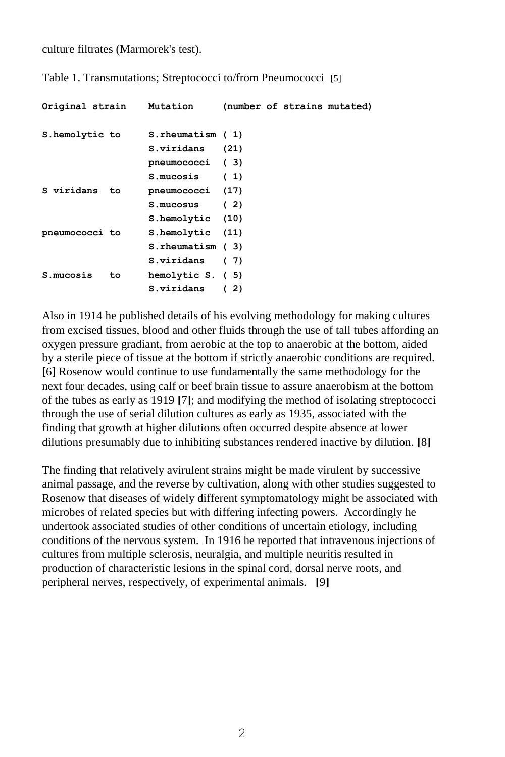culture filtrates (Marmorek's test).

Table 1. Transmutations; Streptococci to/from Pneumococci [5]

| Original strain | Mutation | (number of strains mutated) |
|---|---|---|
| S.hemolytic to | S.rheumatism | ( 1) |
| | S.viridans | (21) |
| | pneumococci | ( 3) |
| | S.mucosis | ( 1) |
| S viridans to | pneumococci | (17) |
| | S.mucosus | ( 2) |
| | S.hemolytic | (10) |
| pneumococci to | S.hemolytic | (11) |
| | S.rheumatism | ( 3) |
| | S.viridans | ( 7) |
| S.mucosis to | hemolytic S. | ( 5) |
| | S.viridans | ( 2) |

Also in 1914 he published details of his evolving methodology for making cultures from excised tissues, blood and other fluids through the use of tall tubes affording an oxygen pressure gradiant, from aerobic at the top to anaerobic at the bottom, aided by a sterile piece of tissue at the bottom if strictly anaerobic conditions are required. [6] Rosenow would continue to use fundamentally the same methodology for the next four decades, using calf or beef brain tissue to assure anaerobism at the bottom of the tubes as early as 1919 [7]; and modifying the method of isolating streptococci through the use of serial dilution cultures as early as 1935, associated with the finding that growth at higher dilutions often occurred despite absence at lower dilutions presumably due to inhibiting substances rendered inactive by dilution. [8]

The finding that relatively avirulent strains might be made virulent by successive animal passage, and the reverse by cultivation, along with other studies suggested to Rosenow that diseases of widely different symptomatology might be associated with microbes of related species but with differing infecting powers. Accordingly he undertook associated studies of other conditions of uncertain etiology, including conditions of the nervous system. In 1916 he reported that intravenous injections of cultures from multiple sclerosis, neuralgia, and multiple neuritis resulted in production of characteristic lesions in the spinal cord, dorsal nerve roots, and peripheral nerves, respectively, of experimental animals. [9]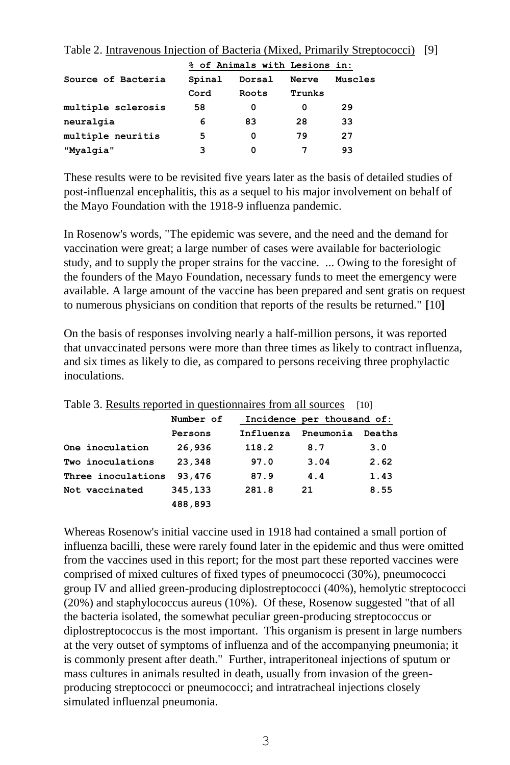Table 2. Intravenous Injection of Bacteria (Mixed, Primarily Streptococci) [9]

| Source of Bacteria | % of Animals with Lesions in: Spinal Cord | Dorsal Roots | Nerve Trunks | Muscles |
|---|---|---|---|---|
| multiple sclerosis | 58 | 0 | 0 | 29 |
| neuralgia | 6 | 83 | 28 | 33 |
| multiple neuritis | 5 | 0 | 79 | 27 |
| "Myalgia" | 3 | 0 | 7 | 93 |

These results were to be revisited five years later as the basis of detailed studies of post-influenzal encephalitis, this as a sequel to his major involvement on behalf of the Mayo Foundation with the 1918-9 influenza pandemic.

In Rosenow's words, "The epidemic was severe, and the need and the demand for vaccination were great; a large number of cases were available for bacteriologic study, and to supply the proper strains for the vaccine. ... Owing to the foresight of the founders of the Mayo Foundation, necessary funds to meet the emergency were available. A large amount of the vaccine has been prepared and sent gratis on request to numerous physicians on condition that reports of the results be returned." **[**10**]**

On the basis of responses involving nearly a half-million persons, it was reported that unvaccinated persons were more than three times as likely to contract influenza, and six times as likely to die, as compared to persons receiving three prophylactic inoculations.

Table 3. Results reported in questionnaires from all sources [10]

| | Number of Persons | Incidence per thousand of: Influenza | Pneumonia | Deaths |
|---|---|---|---|---|
| One inoculation | 26,936 | 118.2 | 8.7 | 3.0 |
| Two inoculations | 23,348 | 97.0 | 3.04 | 2.62 |
| Three inoculations | 93,476 | 87.9 | 4.4 | 1.43 |
| Not vaccinated | 345,133 | 281.8 | 21 | 8.55 |
| | 488,893 | | | |

Whereas Rosenow's initial vaccine used in 1918 had contained a small portion of influenza bacilli, these were rarely found later in the epidemic and thus were omitted from the vaccines used in this report; for the most part these reported vaccines were comprised of mixed cultures of fixed types of pneumococci (30%), pneumococci group IV and allied green-producing diplostreptococci (40%), hemolytic streptococci (20%) and staphylococcus aureus (10%). Of these, Rosenow suggested "that of all the bacteria isolated, the somewhat peculiar green-producing streptococcus or diplostreptococcus is the most important. This organism is present in large numbers at the very outset of symptoms of influenza and of the accompanying pneumonia; it is commonly present after death." Further, intraperitoneal injections of sputum or mass cultures in animals resulted in death, usually from invasion of the green-producing streptococci or pneumococci; and intratracheal injections closely simulated influenzal pneumonia.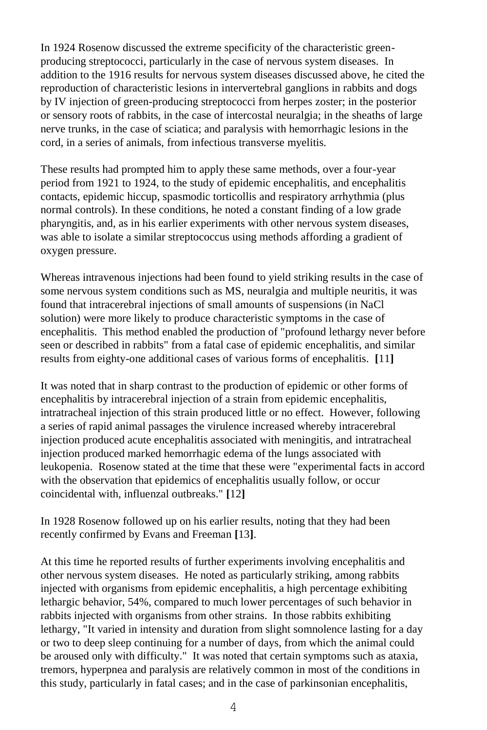In 1924 Rosenow discussed the extreme specificity of the characteristic green-producing streptococci, particularly in the case of nervous system diseases. In addition to the 1916 results for nervous system diseases discussed above, he cited the reproduction of characteristic lesions in intervertebral ganglions in rabbits and dogs by IV injection of green-producing streptococci from herpes zoster; in the posterior or sensory roots of rabbits, in the case of intercostal neuralgia; in the sheaths of large nerve trunks, in the case of sciatica; and paralysis with hemorrhagic lesions in the cord, in a series of animals, from infectious transverse myelitis.

These results had prompted him to apply these same methods, over a four-year period from 1921 to 1924, to the study of epidemic encephalitis, and encephalitis contacts, epidemic hiccup, spasmodic torticollis and respiratory arrhythmia (plus normal controls). In these conditions, he noted a constant finding of a low grade pharyngitis, and, as in his earlier experiments with other nervous system diseases, was able to isolate a similar streptococcus using methods affording a gradient of oxygen pressure.

Whereas intravenous injections had been found to yield striking results in the case of some nervous system conditions such as MS, neuralgia and multiple neuritis, it was found that intracerebral injections of small amounts of suspensions (in NaCl solution) were more likely to produce characteristic symptoms in the case of encephalitis. This method enabled the production of "profound lethargy never before seen or described in rabbits" from a fatal case of epidemic encephalitis, and similar results from eighty-one additional cases of various forms of encephalitis. **[**11**]**

It was noted that in sharp contrast to the production of epidemic or other forms of encephalitis by intracerebral injection of a strain from epidemic encephalitis, intratracheal injection of this strain produced little or no effect. However, following a series of rapid animal passages the virulence increased whereby intracerebral injection produced acute encephalitis associated with meningitis, and intratracheal injection produced marked hemorrhagic edema of the lungs associated with leukopenia. Rosenow stated at the time that these were "experimental facts in accord with the observation that epidemics of encephalitis usually follow, or occur coincidental with, influenzal outbreaks." **[**12**]**

In 1928 Rosenow followed up on his earlier results, noting that they had been recently confirmed by Evans and Freeman **[**13**]**.

At this time he reported results of further experiments involving encephalitis and other nervous system diseases. He noted as particularly striking, among rabbits injected with organisms from epidemic encephalitis, a high percentage exhibiting lethargic behavior, 54%, compared to much lower percentages of such behavior in rabbits injected with organisms from other strains. In those rabbits exhibiting lethargy, "It varied in intensity and duration from slight somnolence lasting for a day or two to deep sleep continuing for a number of days, from which the animal could be aroused only with difficulty." It was noted that certain symptoms such as ataxia, tremors, hyperpnea and paralysis are relatively common in most of the conditions in this study, particularly in fatal cases; and in the case of parkinsonian encephalitis,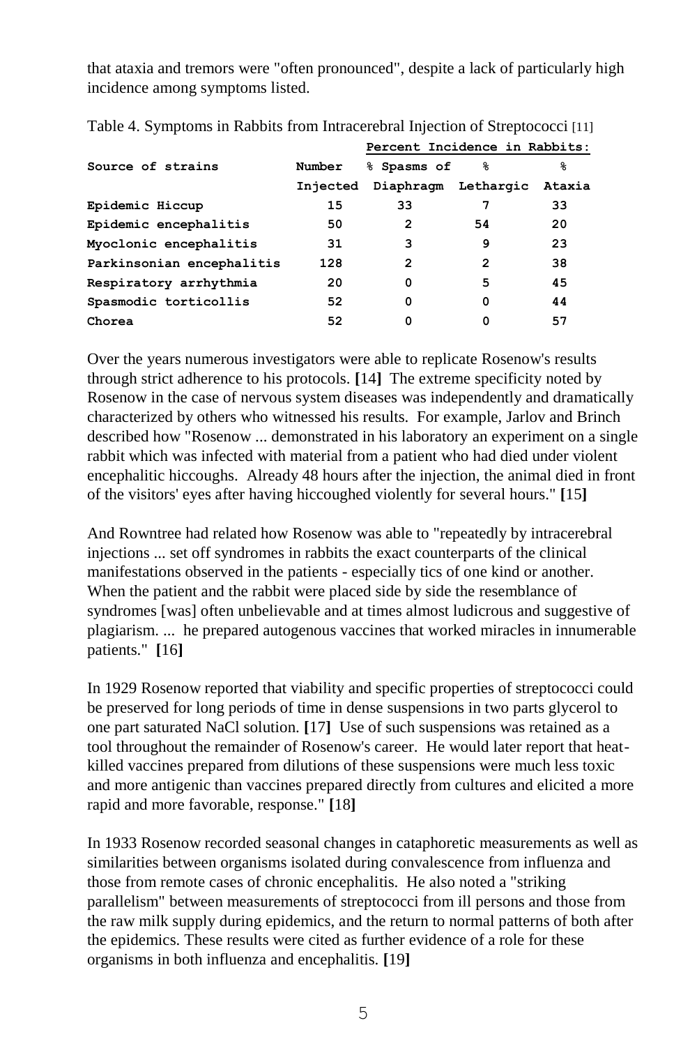that ataxia and tremors were "often pronounced", despite a lack of particularly high incidence among symptoms listed.

Table 4. Symptoms in Rabbits from Intracerebral Injection of Streptococci [11]

| Source of strains | Number Injected | Percent Incidence in Rabbits: % Spasms of Diaphragm | % Lethargic | % Ataxia |
|---|---|---|---|---|
| Epidemic Hiccup | 15 | 33 | 7 | 33 |
| Epidemic encephalitis | 50 | 2 | 54 | 20 |
| Myoclonic encephalitis | 31 | 3 | 9 | 23 |
| Parkinsonian encephalitis | 128 | 2 | 2 | 38 |
| Respiratory arrhythmia | 20 | 0 | 5 | 45 |
| Spasmodic torticollis | 52 | 0 | 0 | 44 |
| Chorea | 52 | 0 | 0 | 57 |

Over the years numerous investigators were able to replicate Rosenow's results through strict adherence to his protocols. [14] The extreme specificity noted by Rosenow in the case of nervous system diseases was independently and dramatically characterized by others who witnessed his results. For example, Jarlov and Brinch described how "Rosenow ... demonstrated in his laboratory an experiment on a single rabbit which was infected with material from a patient who had died under violent encephalitic hiccoughs. Already 48 hours after the injection, the animal died in front of the visitors' eyes after having hiccoughed violently for several hours." [15]

And Rowntree had related how Rosenow was able to "repeatedly by intracerebral injections ... set off syndromes in rabbits the exact counterparts of the clinical manifestations observed in the patients - especially tics of one kind or another. When the patient and the rabbit were placed side by side the resemblance of syndromes [was] often unbelievable and at times almost ludicrous and suggestive of plagiarism. ... he prepared autogenous vaccines that worked miracles in innumerable patients." [16]

In 1929 Rosenow reported that viability and specific properties of streptococci could be preserved for long periods of time in dense suspensions in two parts glycerol to one part saturated NaCl solution. [17] Use of such suspensions was retained as a tool throughout the remainder of Rosenow's career. He would later report that heat-killed vaccines prepared from dilutions of these suspensions were much less toxic and more antigenic than vaccines prepared directly from cultures and elicited a more rapid and more favorable, response." [18]

In 1933 Rosenow recorded seasonal changes in cataphoretic measurements as well as similarities between organisms isolated during convalescence from influenza and those from remote cases of chronic encephalitis. He also noted a "striking parallelism" between measurements of streptococci from ill persons and those from the raw milk supply during epidemics, and the return to normal patterns of both after the epidemics. These results were cited as further evidence of a role for these organisms in both influenza and encephalitis. [19]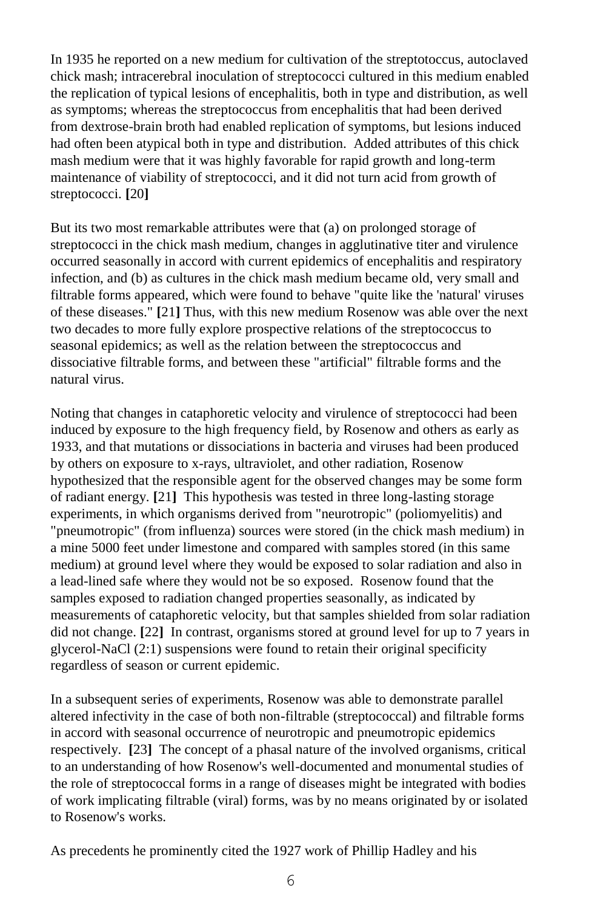In 1935 he reported on a new medium for cultivation of the streptotoccus, autoclaved chick mash; intracerebral inoculation of streptococci cultured in this medium enabled the replication of typical lesions of encephalitis, both in type and distribution, as well as symptoms; whereas the streptococcus from encephalitis that had been derived from dextrose-brain broth had enabled replication of symptoms, but lesions induced had often been atypical both in type and distribution. Added attributes of this chick mash medium were that it was highly favorable for rapid growth and long-term maintenance of viability of streptococci, and it did not turn acid from growth of streptococci. **[**20**]**

But its two most remarkable attributes were that (a) on prolonged storage of streptococci in the chick mash medium, changes in agglutinative titer and virulence occurred seasonally in accord with current epidemics of encephalitis and respiratory infection, and (b) as cultures in the chick mash medium became old, very small and filtrable forms appeared, which were found to behave "quite like the 'natural' viruses of these diseases." **[**21**]** Thus, with this new medium Rosenow was able over the next two decades to more fully explore prospective relations of the streptococcus to seasonal epidemics; as well as the relation between the streptococcus and dissociative filtrable forms, and between these "artificial" filtrable forms and the natural virus.

Noting that changes in cataphoretic velocity and virulence of streptococci had been induced by exposure to the high frequency field, by Rosenow and others as early as 1933, and that mutations or dissociations in bacteria and viruses had been produced by others on exposure to x-rays, ultraviolet, and other radiation, Rosenow hypothesized that the responsible agent for the observed changes may be some form of radiant energy. **[**21**]** This hypothesis was tested in three long-lasting storage experiments, in which organisms derived from "neurotropic" (poliomyelitis) and "pneumotropic" (from influenza) sources were stored (in the chick mash medium) in a mine 5000 feet under limestone and compared with samples stored (in this same medium) at ground level where they would be exposed to solar radiation and also in a lead-lined safe where they would not be so exposed. Rosenow found that the samples exposed to radiation changed properties seasonally, as indicated by measurements of cataphoretic velocity, but that samples shielded from solar radiation did not change. **[**22**]** In contrast, organisms stored at ground level for up to 7 years in glycerol-NaCl (2:1) suspensions were found to retain their original specificity regardless of season or current epidemic.

In a subsequent series of experiments, Rosenow was able to demonstrate parallel altered infectivity in the case of both non-filtrable (streptococcal) and filtrable forms in accord with seasonal occurrence of neurotropic and pneumotropic epidemics respectively. **[**23**]** The concept of a phasal nature of the involved organisms, critical to an understanding of how Rosenow's well-documented and monumental studies of the role of streptococcal forms in a range of diseases might be integrated with bodies of work implicating filtrable (viral) forms, was by no means originated by or isolated to Rosenow's works.

As precedents he prominently cited the 1927 work of Phillip Hadley and his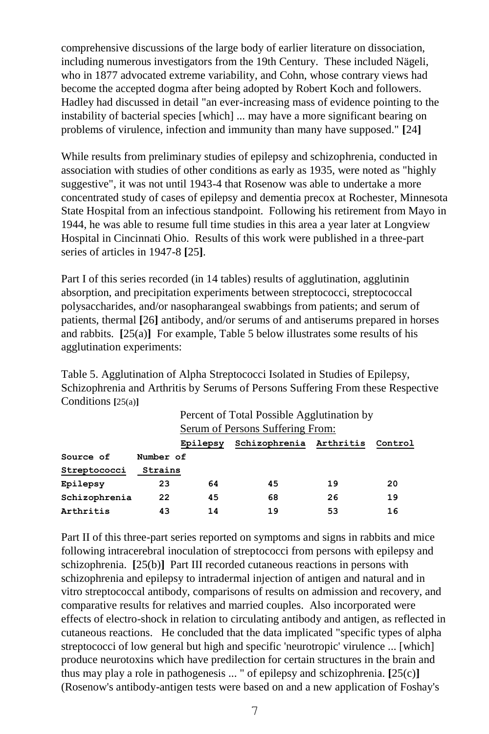comprehensive discussions of the large body of earlier literature on dissociation, including numerous investigators from the 19th Century. These included Nägeli, who in 1877 advocated extreme variability, and Cohn, whose contrary views had become the accepted dogma after being adopted by Robert Koch and followers. Hadley had discussed in detail "an ever-increasing mass of evidence pointing to the instability of bacterial species [which] ... may have a more significant bearing on problems of virulence, infection and immunity than many have supposed." **[**24**]**

While results from preliminary studies of epilepsy and schizophrenia, conducted in association with studies of other conditions as early as 1935, were noted as "highly suggestive", it was not until 1943-4 that Rosenow was able to undertake a more concentrated study of cases of epilepsy and dementia precox at Rochester, Minnesota State Hospital from an infectious standpoint. Following his retirement from Mayo in 1944, he was able to resume full time studies in this area a year later at Longview Hospital in Cincinnati Ohio. Results of this work were published in a three-part series of articles in 1947-8 **[**25**]**.

Part I of this series recorded (in 14 tables) results of agglutination, agglutinin absorption, and precipitation experiments between streptococci, streptococcal polysaccharides, and/or nasopharangeal swabbings from patients; and serum of patients, thermal **[**26**]** antibody, and/or serums of and antiserums prepared in horses and rabbits. **[**25(a)**]** For example, Table 5 below illustrates some results of his agglutination experiments:

Table 5. Agglutination of Alpha Streptococci Isolated in Studies of Epilepsy, Schizophrenia and Arthritis by Serums of Persons Suffering From these Respective Conditions **[**25(a)**]**

| | | Percent of Total Possible Agglutination by Serum of Persons Suffering From: | | | |
|---|---|---|---|---|---|
| **Source of Streptococci** | **Number of Strains** | **Epilepsy** | **Schizophrenia** | **Arthritis** | **Control** |
| **Epilepsy** | **23** | **64** | **45** | **19** | **20** |
| **Schizophrenia** | **22** | **45** | **68** | **26** | **19** |
| **Arthritis** | **43** | **14** | **19** | **53** | **16** |

Part II of this three-part series reported on symptoms and signs in rabbits and mice following intracerebral inoculation of streptococci from persons with epilepsy and schizophrenia. **[**25(b)**]** Part III recorded cutaneous reactions in persons with schizophrenia and epilepsy to intradermal injection of antigen and natural and in vitro streptococcal antibody, comparisons of results on admission and recovery, and comparative results for relatives and married couples. Also incorporated were effects of electro-shock in relation to circulating antibody and antigen, as reflected in cutaneous reactions. He concluded that the data implicated "specific types of alpha streptococci of low general but high and specific 'neurotropic' virulence ... [which] produce neurotoxins which have predilection for certain structures in the brain and thus may play a role in pathogenesis ... " of epilepsy and schizophrenia. **[**25(c)**]** (Rosenow's antibody-antigen tests were based on and a new application of Foshay's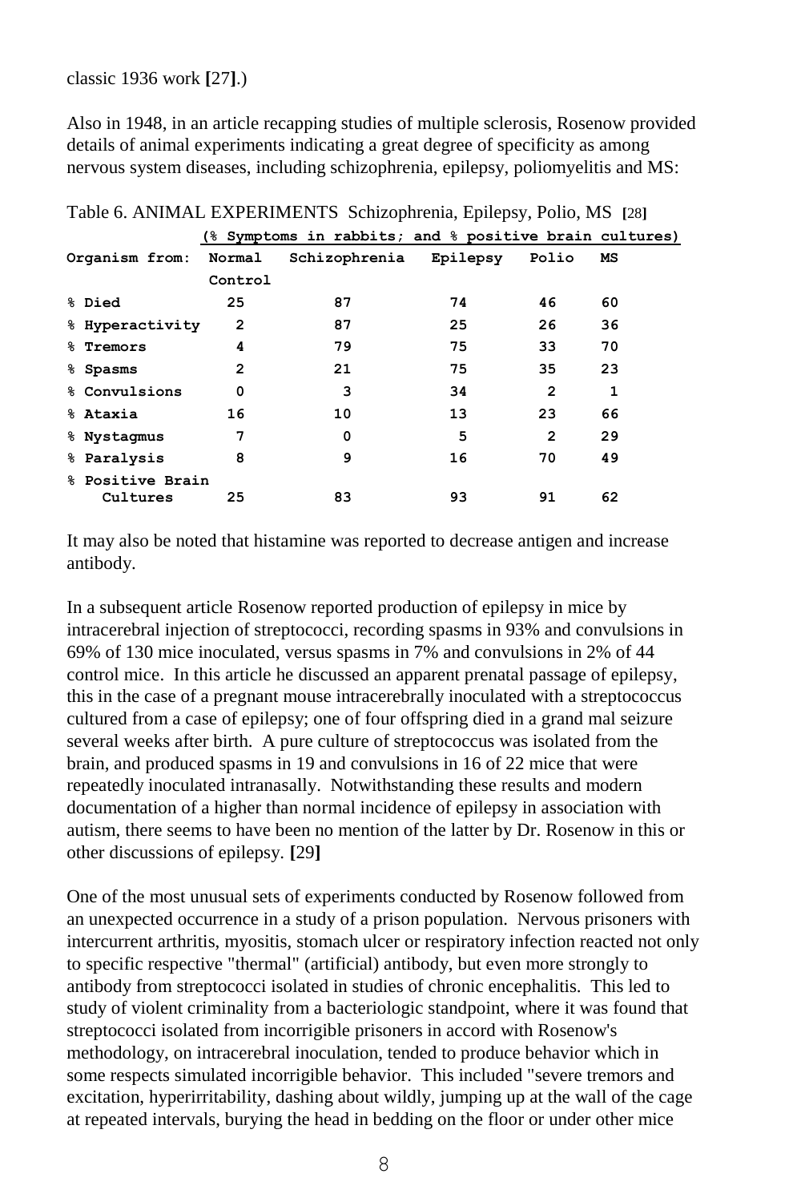classic 1936 work [27].)

Also in 1948, in an article recapping studies of multiple sclerosis, Rosenow provided details of animal experiments indicating a great degree of specificity as among nervous system diseases, including schizophrenia, epilepsy, poliomyelitis and MS:

Table 6. ANIMAL EXPERIMENTS Schizophrenia, Epilepsy, Polio, MS [28]

| | (% Symptoms in rabbits; and % positive brain cultures) | | | | |
|---|---|---|---|---|---|
| Organism from: | Normal Control | Schizophrenia | Epilepsy | Polio | MS |
| % Died | 25 | 87 | 74 | 46 | 60 |
| % Hyperactivity | 2 | 87 | 25 | 26 | 36 |
| % Tremors | 4 | 79 | 75 | 33 | 70 |
| % Spasms | 2 | 21 | 75 | 35 | 23 |
| % Convulsions | 0 | 3 | 34 | 2 | 1 |
| % Ataxia | 16 | 10 | 13 | 23 | 66 |
| % Nystagmus | 7 | 0 | 5 | 2 | 29 |
| % Paralysis | 8 | 9 | 16 | 70 | 49 |
| % Positive Brain Cultures | 25 | 83 | 93 | 91 | 62 |

It may also be noted that histamine was reported to decrease antigen and increase antibody.

In a subsequent article Rosenow reported production of epilepsy in mice by intracerebral injection of streptococci, recording spasms in 93% and convulsions in 69% of 130 mice inoculated, versus spasms in 7% and convulsions in 2% of 44 control mice. In this article he discussed an apparent prenatal passage of epilepsy, this in the case of a pregnant mouse intracerebrally inoculated with a streptococcus cultured from a case of epilepsy; one of four offspring died in a grand mal seizure several weeks after birth. A pure culture of streptococcus was isolated from the brain, and produced spasms in 19 and convulsions in 16 of 22 mice that were repeatedly inoculated intranasally. Notwithstanding these results and modern documentation of a higher than normal incidence of epilepsy in association with autism, there seems to have been no mention of the latter by Dr. Rosenow in this or other discussions of epilepsy. [29]

One of the most unusual sets of experiments conducted by Rosenow followed from an unexpected occurrence in a study of a prison population. Nervous prisoners with intercurrent arthritis, myositis, stomach ulcer or respiratory infection reacted not only to specific respective "thermal" (artificial) antibody, but even more strongly to antibody from streptococci isolated in studies of chronic encephalitis. This led to study of violent criminality from a bacteriologic standpoint, where it was found that streptococci isolated from incorrigible prisoners in accord with Rosenow's methodology, on intracerebral inoculation, tended to produce behavior which in some respects simulated incorrigible behavior. This included "severe tremors and excitation, hyperirritability, dashing about wildly, jumping up at the wall of the cage at repeated intervals, burying the head in bedding on the floor or under other mice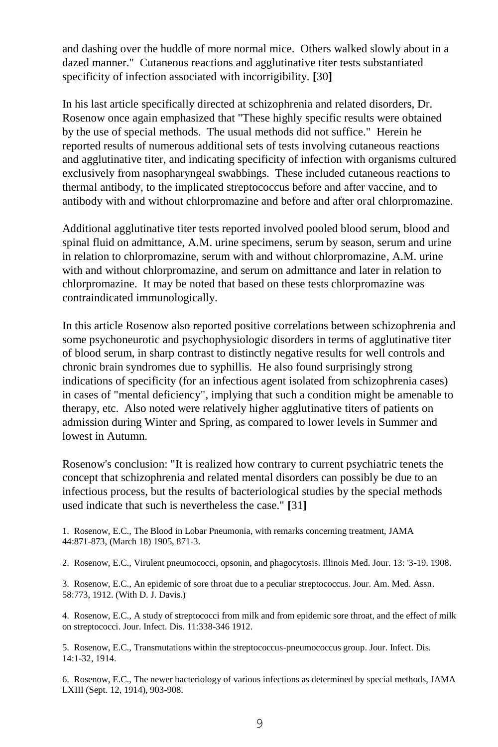and dashing over the huddle of more normal mice. Others walked slowly about in a dazed manner." Cutaneous reactions and agglutinative titer tests substantiated specificity of infection associated with incorrigibility. **[**30**]**

In his last article specifically directed at schizophrenia and related disorders, Dr. Rosenow once again emphasized that "These highly specific results were obtained by the use of special methods. The usual methods did not suffice." Herein he reported results of numerous additional sets of tests involving cutaneous reactions and agglutinative titer, and indicating specificity of infection with organisms cultured exclusively from nasopharyngeal swabbings. These included cutaneous reactions to thermal antibody, to the implicated streptococcus before and after vaccine, and to antibody with and without chlorpromazine and before and after oral chlorpromazine.

Additional agglutinative titer tests reported involved pooled blood serum, blood and spinal fluid on admittance, A.M. urine specimens, serum by season, serum and urine in relation to chlorpromazine, serum with and without chlorpromazine, A.M. urine with and without chlorpromazine, and serum on admittance and later in relation to chlorpromazine. It may be noted that based on these tests chlorpromazine was contraindicated immunologically.

In this article Rosenow also reported positive correlations between schizophrenia and some psychoneurotic and psychophysiologic disorders in terms of agglutinative titer of blood serum, in sharp contrast to distinctly negative results for well controls and chronic brain syndromes due to syphillis. He also found surprisingly strong indications of specificity (for an infectious agent isolated from schizophrenia cases) in cases of "mental deficiency", implying that such a condition might be amenable to therapy, etc. Also noted were relatively higher agglutinative titers of patients on admission during Winter and Spring, as compared to lower levels in Summer and lowest in Autumn.

Rosenow's conclusion: "It is realized how contrary to current psychiatric tenets the concept that schizophrenia and related mental disorders can possibly be due to an infectious process, but the results of bacteriological studies by the special methods used indicate that such is nevertheless the case." **[**31**]**

1. Rosenow, E.C., The Blood in Lobar Pneumonia, with remarks concerning treatment, JAMA 44:871-873, (March 18) 1905, 871-3.

2. Rosenow, E.C., Virulent pneumococci, opsonin, and phagocytosis. Illinois Med. Jour. 13: '3-19. 1908.

3. Rosenow, E.C., An epidemic of sore throat due to a peculiar streptococcus. Jour. Am. Med. Assn. 58:773, 1912. (With D. J. Davis.)

4. Rosenow, E.C., A study of streptococci from milk and from epidemic sore throat, and the effect of milk on streptococci. Jour. Infect. Dis. 11:338-346 1912.

5. Rosenow, E.C., Transmutations within the streptococcus-pneumococcus group. Jour. Infect. Dis. 14:1-32, 1914.

6. Rosenow, E.C., The newer bacteriology of various infections as determined by special methods, JAMA LXIII (Sept. 12, 1914), 903-908.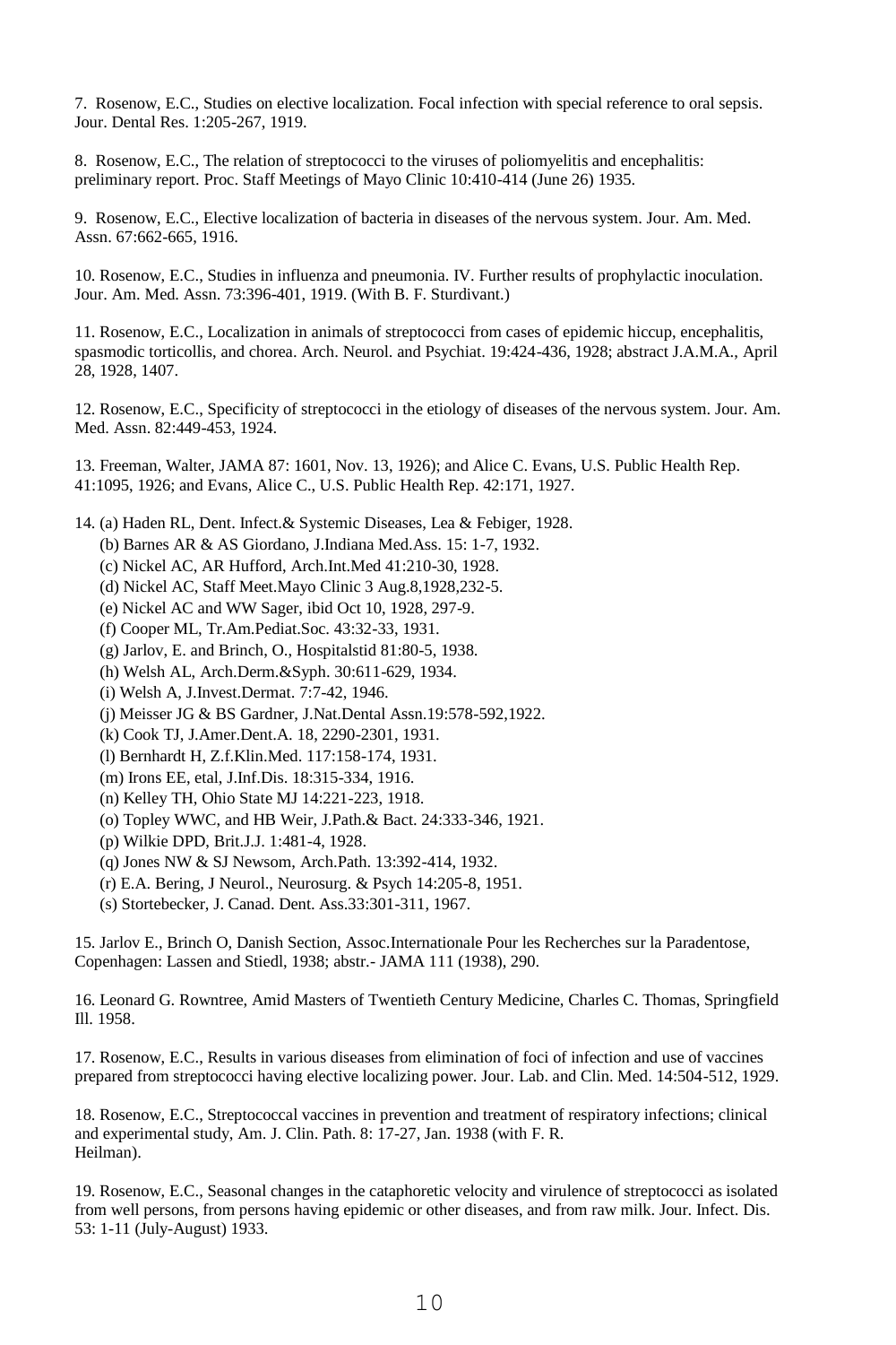7. Rosenow, E.C., Studies on elective localization. Focal infection with special reference to oral sepsis. Jour. Dental Res. 1:205-267, 1919.

8. Rosenow, E.C., The relation of streptococci to the viruses of poliomyelitis and encephalitis: preliminary report. Proc. Staff Meetings of Mayo Clinic 10:410-414 (June 26) 1935.

9. Rosenow, E.C., Elective localization of bacteria in diseases of the nervous system. Jour. Am. Med. Assn. 67:662-665, 1916.

10. Rosenow, E.C., Studies in influenza and pneumonia. IV. Further results of prophylactic inoculation. Jour. Am. Med. Assn. 73:396-401, 1919. (With B. F. Sturdivant.)

11. Rosenow, E.C., Localization in animals of streptococci from cases of epidemic hiccup, encephalitis, spasmodic torticollis, and chorea. Arch. Neurol. and Psychiat. 19:424-436, 1928; abstract J.A.M.A., April 28, 1928, 1407.

12. Rosenow, E.C., Specificity of streptococci in the etiology of diseases of the nervous system. Jour. Am. Med. Assn. 82:449-453, 1924.

13. Freeman, Walter, JAMA 87: 1601, Nov. 13, 1926); and Alice C. Evans, U.S. Public Health Rep. 41:1095, 1926; and Evans, Alice C., U.S. Public Health Rep. 42:171, 1927.

14. (a) Haden RL, Dent. Infect.& Systemic Diseases, Lea & Febiger, 1928.
   (b) Barnes AR & AS Giordano, J.Indiana Med.Ass. 15: 1-7, 1932.
   (c) Nickel AC, AR Hufford, Arch.Int.Med 41:210-30, 1928.
   (d) Nickel AC, Staff Meet.Mayo Clinic 3 Aug.8,1928,232-5.
   (e) Nickel AC and WW Sager, ibid Oct 10, 1928, 297-9.
   (f) Cooper ML, Tr.Am.Pediat.Soc. 43:32-33, 1931.
   (g) Jarlov, E. and Brinch, O., Hospitalstid 81:80-5, 1938.
   (h) Welsh AL, Arch.Derm.&Syph. 30:611-629, 1934.
   (i) Welsh A, J.Invest.Dermat. 7:7-42, 1946.
   (j) Meisser JG & BS Gardner, J.Nat.Dental Assn.19:578-592,1922.
   (k) Cook TJ, J.Amer.Dent.A. 18, 2290-2301, 1931.
   (l) Bernhardt H, Z.f.Klin.Med. 117:158-174, 1931.
   (m) Irons EE, etal, J.Inf.Dis. 18:315-334, 1916.
   (n) Kelley TH, Ohio State MJ 14:221-223, 1918.
   (o) Topley WWC, and HB Weir, J.Path.& Bact. 24:333-346, 1921.
   (p) Wilkie DPD, Brit.J.J. 1:481-4, 1928.
   (q) Jones NW & SJ Newsom, Arch.Path. 13:392-414, 1932.
   (r) E.A. Bering, J Neurol., Neurosurg. & Psych 14:205-8, 1951.
   (s) Stortebecker, J. Canad. Dent. Ass.33:301-311, 1967.

15. Jarlov E., Brinch O, Danish Section, Assoc.Internationale Pour les Recherches sur la Paradentose, Copenhagen: Lassen and Stiedl, 1938; abstr.- JAMA 111 (1938), 290.

16. Leonard G. Rowntree, Amid Masters of Twentieth Century Medicine, Charles C. Thomas, Springfield Ill. 1958.

17. Rosenow, E.C., Results in various diseases from elimination of foci of infection and use of vaccines prepared from streptococci having elective localizing power. Jour. Lab. and Clin. Med. 14:504-512, 1929.

18. Rosenow, E.C., Streptococcal vaccines in prevention and treatment of respiratory infections; clinical and experimental study, Am. J. Clin. Path. 8: 17-27, Jan. 1938 (with F. R. Heilman).

19. Rosenow, E.C., Seasonal changes in the cataphoretic velocity and virulence of streptococci as isolated from well persons, from persons having epidemic or other diseases, and from raw milk. Jour. Infect. Dis. 53: 1-11 (July-August) 1933.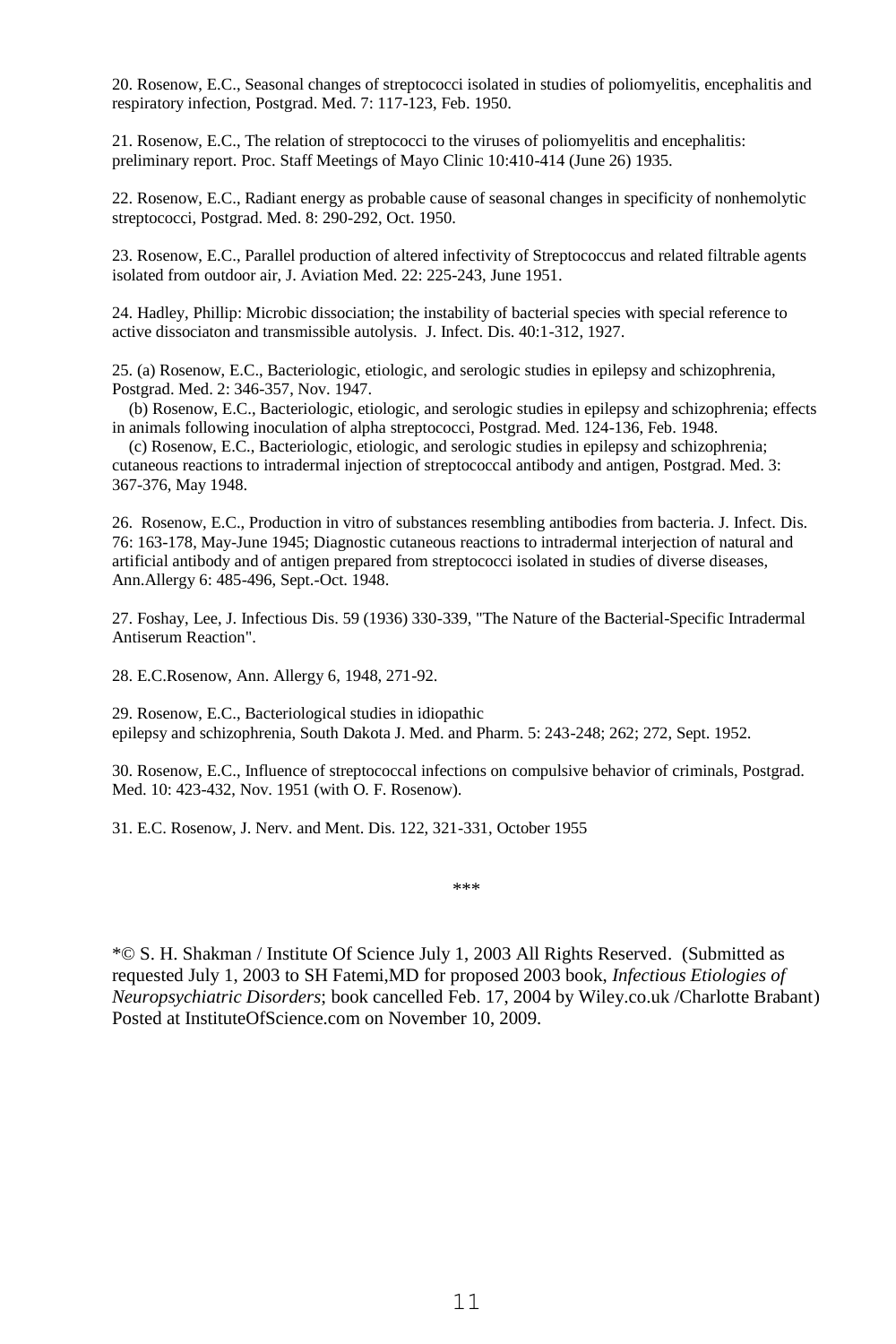20. Rosenow, E.C., Seasonal changes of streptococci isolated in studies of poliomyelitis, encephalitis and respiratory infection, Postgrad. Med. 7: 117-123, Feb. 1950.

21. Rosenow, E.C., The relation of streptococci to the viruses of poliomyelitis and encephalitis: preliminary report. Proc. Staff Meetings of Mayo Clinic 10:410-414 (June 26) 1935.

22. Rosenow, E.C., Radiant energy as probable cause of seasonal changes in specificity of nonhemolytic streptococci, Postgrad. Med. 8: 290-292, Oct. 1950.

23. Rosenow, E.C., Parallel production of altered infectivity of Streptococcus and related filtrable agents isolated from outdoor air, J. Aviation Med. 22: 225-243, June 1951.

24. Hadley, Phillip: Microbic dissociation; the instability of bacterial species with special reference to active dissociaton and transmissible autolysis. J. Infect. Dis. 40:1-312, 1927.

25. (a) Rosenow, E.C., Bacteriologic, etiologic, and serologic studies in epilepsy and schizophrenia, Postgrad. Med. 2: 346-357, Nov. 1947.
 (b) Rosenow, E.C., Bacteriologic, etiologic, and serologic studies in epilepsy and schizophrenia; effects in animals following inoculation of alpha streptococci, Postgrad. Med. 124-136, Feb. 1948.
 (c) Rosenow, E.C., Bacteriologic, etiologic, and serologic studies in epilepsy and schizophrenia; cutaneous reactions to intradermal injection of streptococcal antibody and antigen, Postgrad. Med. 3: 367-376, May 1948.

26. Rosenow, E.C., Production in vitro of substances resembling antibodies from bacteria. J. Infect. Dis. 76: 163-178, May-June 1945; Diagnostic cutaneous reactions to intradermal interjection of natural and artificial antibody and of antigen prepared from streptococci isolated in studies of diverse diseases, Ann.Allergy 6: 485-496, Sept.-Oct. 1948.

27. Foshay, Lee, J. Infectious Dis. 59 (1936) 330-339, "The Nature of the Bacterial-Specific Intradermal Antiserum Reaction".

28. E.C.Rosenow, Ann. Allergy 6, 1948, 271-92.

29. Rosenow, E.C., Bacteriological studies in idiopathic epilepsy and schizophrenia, South Dakota J. Med. and Pharm. 5: 243-248; 262; 272, Sept. 1952.

30. Rosenow, E.C., Influence of streptococcal infections on compulsive behavior of criminals, Postgrad. Med. 10: 423-432, Nov. 1951 (with O. F. Rosenow).

31. E.C. Rosenow, J. Nerv. and Ment. Dis. 122, 321-331, October 1955

***

*© S. H. Shakman / Institute Of Science July 1, 2003 All Rights Reserved. (Submitted as requested July 1, 2003 to SH Fatemi,MD for proposed 2003 book, *Infectious Etiologies of Neuropsychiatric Disorders*; book cancelled Feb. 17, 2004 by Wiley.co.uk /Charlotte Brabant) Posted at InstituteOfScience.com on November 10, 2009.